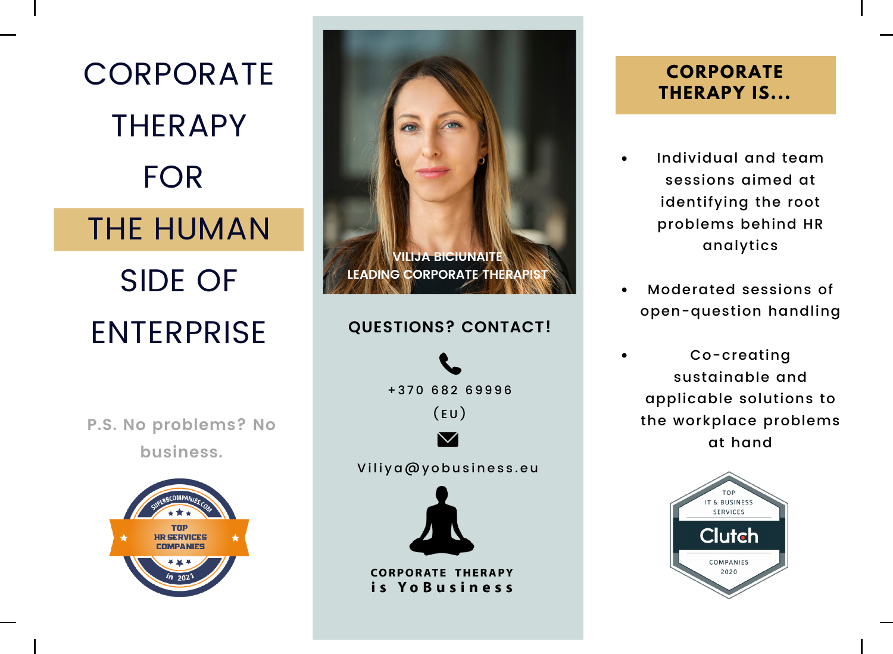# CORPORATE THERAPY FOR THE HUMAN SIDE OF ENTERPRISE

P.S. No problems? No business.

TOP HR SERVICES COMPANIES in 2021 — SUPERBCOMPANIES.COM

VILIJA BICIUNAITE
LEADING CORPORATE THERAPIST

## QUESTIONS? CONTACT!

+370 682 69996 (EU)

Viliya@yobusiness.eu

**CORPORATE THERAPY is YoBusiness**

## CORPORATE THERAPY IS...

- Individual and team sessions aimed at identifying the root problems behind HR analytics
- Moderated sessions of open-question handling
- Co-creating sustainable and applicable solutions to the workplace problems at hand

TOP IT & BUSINESS SERVICES — Clutch — COMPANIES 2020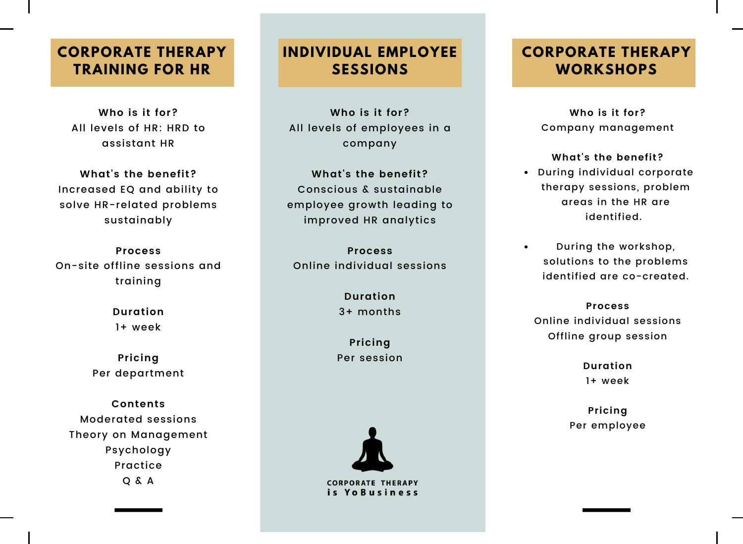## CORPORATE THERAPY TRAINING FOR HR

**Who is it for?**
All levels of HR: HRD to assistant HR

**What's the benefit?**
Increased EQ and ability to solve HR-related problems sustainably

**Process**
On-site offline sessions and training

**Duration**
1+ week

**Pricing**
Per department

**Contents**
Moderated sessions
Theory on Management
Psychology
Practice
Q & A

## INDIVIDUAL EMPLOYEE SESSIONS

**Who is it for?**
All levels of employees in a company

**What's the benefit?**
Conscious & sustainable employee growth leading to improved HR analytics

**Process**
Online individual sessions

**Duration**
3+ months

**Pricing**
Per session

CORPORATE THERAPY
is YoBusiness

## CORPORATE THERAPY WORKSHOPS

**Who is it for?**
Company management

**What's the benefit?**

- During individual corporate therapy sessions, problem areas in the HR are identified.
- During the workshop, solutions to the problems identified are co-created.

**Process**
Online individual sessions
Offline group session

**Duration**
1+ week

**Pricing**
Per employee